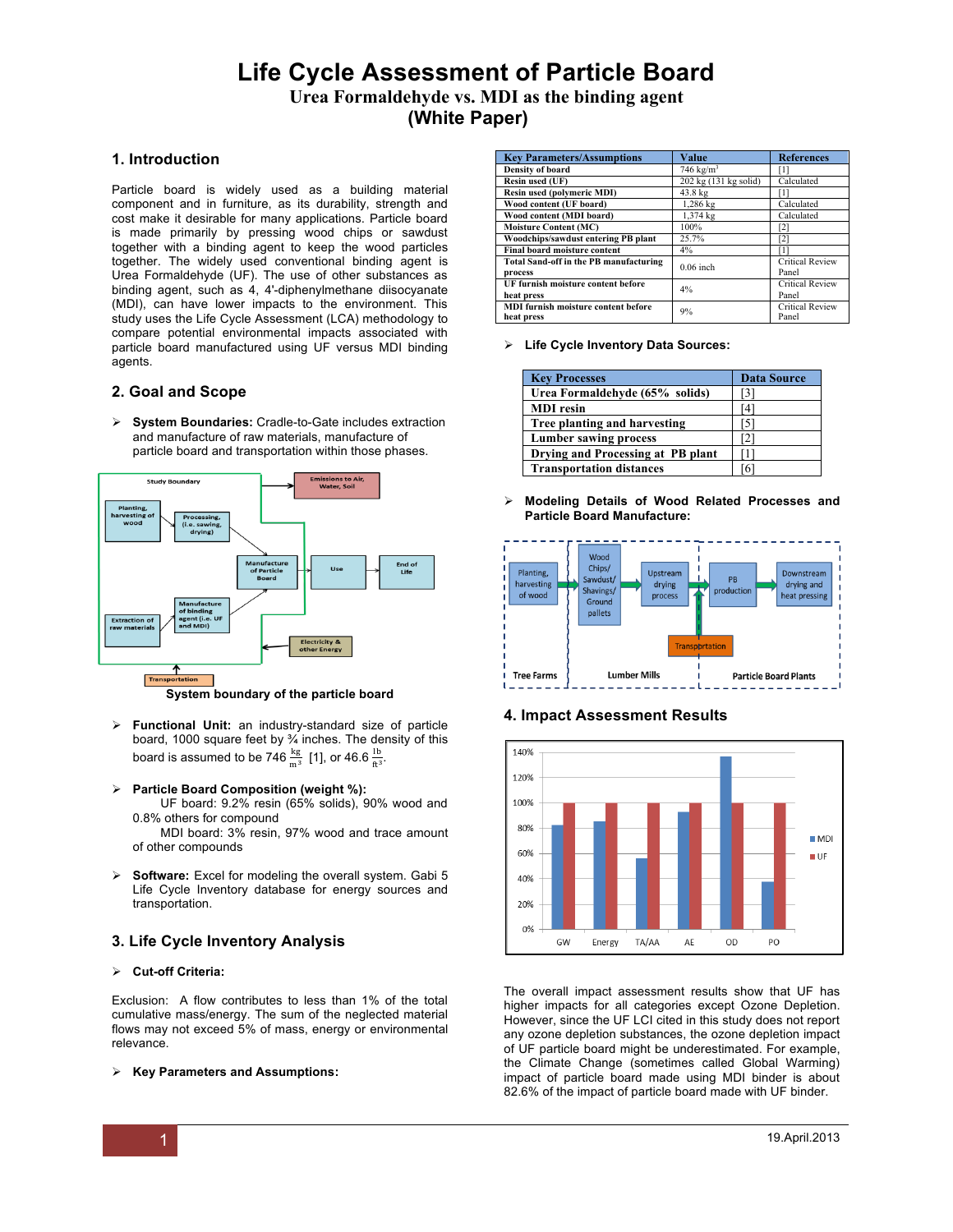# Life Cycle Assessment of Particle Board

## Urea Formaldehyde vs. MDI as the binding agent

## (White Paper)

## 1. Introduction

Particle board is widely used as a building material component and in furniture, as its durability, strength and cost make it desirable for many applications. Particle board is made primarily by pressing wood chips or sawdust together with a binding agent to keep the wood particles together. The widely used conventional binding agent is Urea Formaldehyde (UF). The use of other substances as binding agent, such as 4, 4'-diphenylmethane diisocyanate (MDI), can have lower impacts to the environment. This study uses the Life Cycle Assessment (LCA) methodology to compare potential environmental impacts associated with particle board manufactured using UF versus MDI binding agents.

## 2. Goal and Scope

- **System Boundaries:** Cradle-to-Gate includes extraction and manufacture of raw materials, manufacture of particle board and transportation within those phases.

System boundary of the particle board

- **Functional Unit:** an industry-standard size of particle board, 1000 square feet by ¾ inches. The density of this board is assumed to be 746 $\frac{kg}{m^3}$ [1], or 46.6 $\frac{lb}{ft^3}$.

- **Particle Board Composition (weight %):**
  UF board: 9.2% resin (65% solids), 90% wood and 0.8% others for compound
  MDI board: 3% resin, 97% wood and trace amount of other compounds

- **Software:** Excel for modeling the overall system. Gabi 5 Life Cycle Inventory database for energy sources and transportation.

## 3. Life Cycle Inventory Analysis

- **Cut-off Criteria:**

Exclusion: A flow contributes to less than 1% of the total cumulative mass/energy. The sum of the neglected material flows may not exceed 5% of mass, energy or environmental relevance.

- **Key Parameters and Assumptions:**

| Key Parameters/Assumptions | Value | References |
|---|---|---|
| Density of board | 746 kg/m³ | [1] |
| Resin used (UF) | 202 kg (131 kg solid) | Calculated |
| Resin used (polymeric MDI) | 43.8 kg | [1] |
| Wood content (UF board) | 1,286 kg | Calculated |
| Wood content (MDI board) | 1,374 kg | Calculated |
| Moisture Content (MC) | 100% | [2] |
| Woodchips/sawdust entering PB plant | 25.7% | [2] |
| Final board moisture content | 4% | [1] |
| Total Sand-off in the PB manufacturing process | 0.06 inch | Critical Review Panel |
| UF furnish moisture content before heat press | 4% | Critical Review Panel |
| MDI furnish moisture content before heat press | 9% | Critical Review Panel |

- **Life Cycle Inventory Data Sources:**

| Key Processes | Data Source |
|---|---|
| Urea Formaldehyde (65% solids) | [3] |
| MDI resin | [4] |
| Tree planting and harvesting | [5] |
| Lumber sawing process | [2] |
| Drying and Processing at PB plant | [1] |
| Transportation distances | [6] |

- **Modeling Details of Wood Related Processes and Particle Board Manufacture:**

## 4. Impact Assessment Results

The overall impact assessment results show that UF has higher impacts for all categories except Ozone Depletion. However, since the UF LCI cited in this study does not report any ozone depletion substances, the ozone depletion impact of UF particle board might be underestimated. For example, the Climate Change (sometimes called Global Warming) impact of particle board made using MDI binder is about 82.6% of the impact of particle board made with UF binder.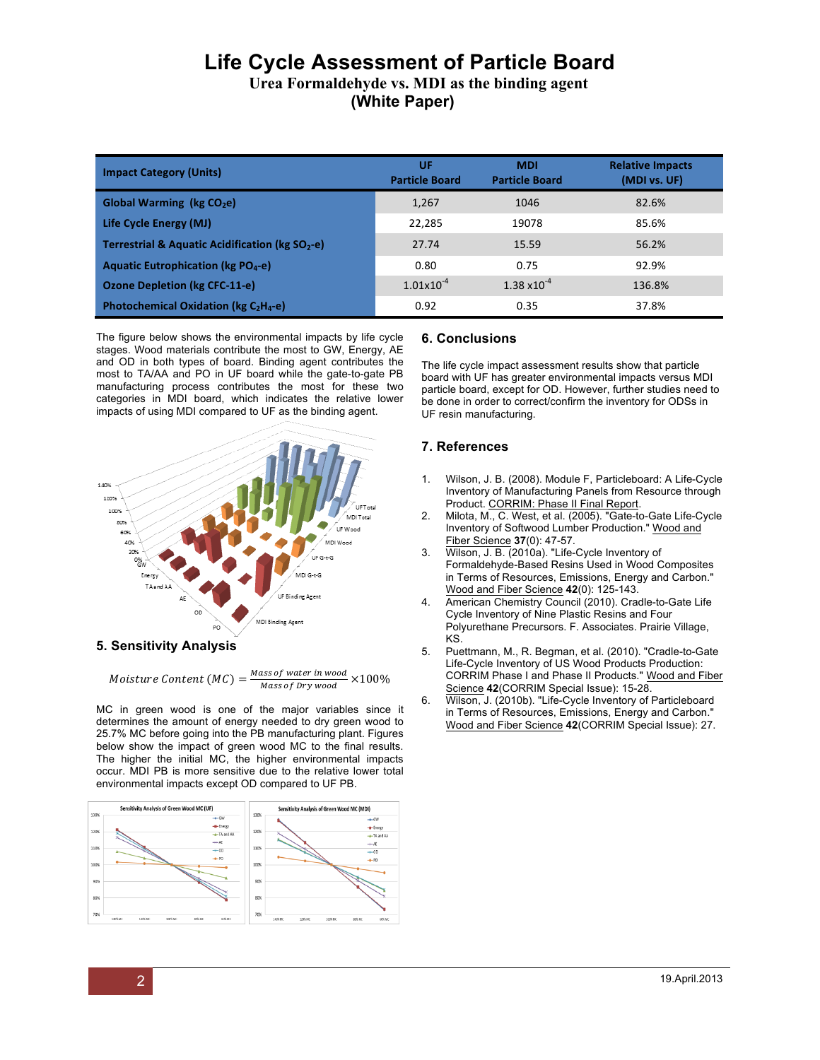# Life Cycle Assessment of Particle Board

## Urea Formaldehyde vs. MDI as the binding agent

## (White Paper)

| Impact Category (Units) | UF Particle Board | MDI Particle Board | Relative Impacts (MDI vs. UF) |
|---|---|---|---|
| Global Warming (kg $CO_2$e) | 1,267 | 1046 | 82.6% |
| Life Cycle Energy (MJ) | 22,285 | 19078 | 85.6% |
| Terrestrial & Aquatic Acidification (kg $SO_2$-e) | 27.74 | 15.59 | 56.2% |
| Aquatic Eutrophication (kg $PO_4$-e) | 0.80 | 0.75 | 92.9% |
| Ozone Depletion (kg CFC-11-e) | $1.01 \times 10^{-4}$ | $1.38 \times 10^{-4}$ | 136.8% |
| Photochemical Oxidation (kg $C_2H_4$-e) | 0.92 | 0.35 | 37.8% |

The figure below shows the environmental impacts by life cycle stages. Wood materials contribute the most to GW, Energy, AE and OD in both types of board. Binding agent contributes the most to TA/AA and PO in UF board while the gate-to-gate PB manufacturing process contributes the most for these two categories in MDI board, which indicates the relative lower impacts of using MDI compared to UF as the binding agent.

140%
120%
100%
80%
60%
40%
20%
0%
GW
Energy
TA and AA
AE
OD
PO
UF Total
MDI Total
UF Wood
MDI Wood
UF G-t-G
MDI G-t-G
UF Binding Agent
MDI Binding Agent

## 5. Sensitivity Analysis

$$Moisture\ Content\ (MC) = \frac{Mass\ of\ water\ in\ wood}{Mass\ of\ Dry\ wood} \times 100\%$$

MC in green wood is one of the major variables since it determines the amount of energy needed to dry green wood to 25.7% MC before going into the PB manufacturing plant. Figures below show the impact of green wood MC to the final results. The higher the initial MC, the higher environmental impacts occur. MDI PB is more sensitive due to the relative lower total environmental impacts except OD compared to UF PB.

Sensitivity Analysis of Green Wood MC (UF)

Sensitivity Analysis of Green Wood MC (MDI)

## 6. Conclusions

The life cycle impact assessment results show that particle board with UF has greater environmental impacts versus MDI particle board, except for OD. However, further studies need to be done in order to correct/confirm the inventory for ODSs in UF resin manufacturing.

## 7. References

1. Wilson, J. B. (2008). Module F, Particleboard: A Life-Cycle Inventory of Manufacturing Panels from Resource through Product. CORRIM: Phase II Final Report.
2. Milota, M., C. West, et al. (2005). "Gate-to-Gate Life-Cycle Inventory of Softwood Lumber Production." Wood and Fiber Science **37**(0): 47-57.
3. Wilson, J. B. (2010a). "Life-Cycle Inventory of Formaldehyde-Based Resins Used in Wood Composites in Terms of Resources, Emissions, Energy and Carbon." Wood and Fiber Science **42**(0): 125-143.
4. American Chemistry Council (2010). Cradle-to-Gate Life Cycle Inventory of Nine Plastic Resins and Four Polyurethane Precursors. F. Associates. Prairie Village, KS.
5. Puettmann, M., R. Begman, et al. (2010). "Cradle-to-Gate Life-Cycle Inventory of US Wood Products Production: CORRIM Phase I and Phase II Products." Wood and Fiber Science **42**(CORRIM Special Issue): 15-28.
6. Wilson, J. (2010b). "Life-Cycle Inventory of Particleboard in Terms of Resources, Emissions, Energy and Carbon." Wood and Fiber Science **42**(CORRIM Special Issue): 27.

19.April.2013